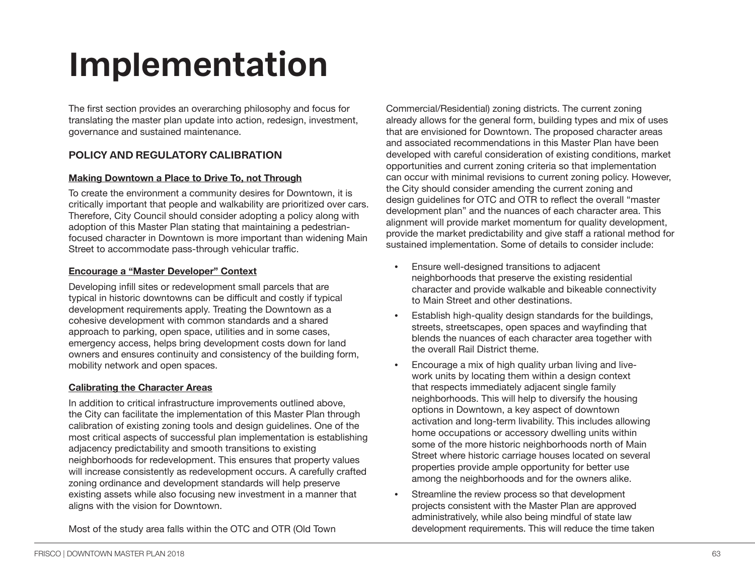# Implementation

The first section provides an overarching philosophy and focus for translating the master plan update into action, redesign, investment, governance and sustained maintenance.

## POLICY AND REGULATORY CALIBRATION

### Making Downtown a Place to Drive To, not Through

To create the environment a community desires for Downtown, it is critically important that people and walkability are prioritized over cars. Therefore, City Council should consider adopting a policy along with adoption of this Master Plan stating that maintaining a pedestrian-focused character in Downtown is more important than widening Main Street to accommodate pass-through vehicular traffic.

### Encourage a "Master Developer" Context

Developing infill sites or redevelopment small parcels that are typical in historic downtowns can be difficult and costly if typical development requirements apply. Treating the Downtown as a cohesive development with common standards and a shared approach to parking, open space, utilities and in some cases, emergency access, helps bring development costs down for land owners and ensures continuity and consistency of the building form, mobility network and open spaces.

### Calibrating the Character Areas

In addition to critical infrastructure improvements outlined above, the City can facilitate the implementation of this Master Plan through calibration of existing zoning tools and design guidelines. One of the most critical aspects of successful plan implementation is establishing adjacency predictability and smooth transitions to existing neighborhoods for redevelopment. This ensures that property values will increase consistently as redevelopment occurs. A carefully crafted zoning ordinance and development standards will help preserve existing assets while also focusing new investment in a manner that aligns with the vision for Downtown.

Most of the study area falls within the OTC and OTR (Old Town Commercial/Residential) zoning districts. The current zoning already allows for the general form, building types and mix of uses that are envisioned for Downtown. The proposed character areas and associated recommendations in this Master Plan have been developed with careful consideration of existing conditions, market opportunities and current zoning criteria so that implementation can occur with minimal revisions to current zoning policy. However, the City should consider amending the current zoning and design guidelines for OTC and OTR to reflect the overall "master development plan" and the nuances of each character area. This alignment will provide market momentum for quality development, provide the market predictability and give staff a rational method for sustained implementation. Some of details to consider include:

- Ensure well-designed transitions to adjacent neighborhoods that preserve the existing residential character and provide walkable and bikeable connectivity to Main Street and other destinations.
- Establish high-quality design standards for the buildings, streets, streetscapes, open spaces and wayfinding that blends the nuances of each character area together with the overall Rail District theme.
- Encourage a mix of high quality urban living and live-work units by locating them within a design context that respects immediately adjacent single family neighborhoods. This will help to diversify the housing options in Downtown, a key aspect of downtown activation and long-term livability. This includes allowing home occupations or accessory dwelling units within some of the more historic neighborhoods north of Main Street where historic carriage houses located on several properties provide ample opportunity for better use among the neighborhoods and for the owners alike.
- Streamline the review process so that development projects consistent with the Master Plan are approved administratively, while also being mindful of state law development requirements. This will reduce the time taken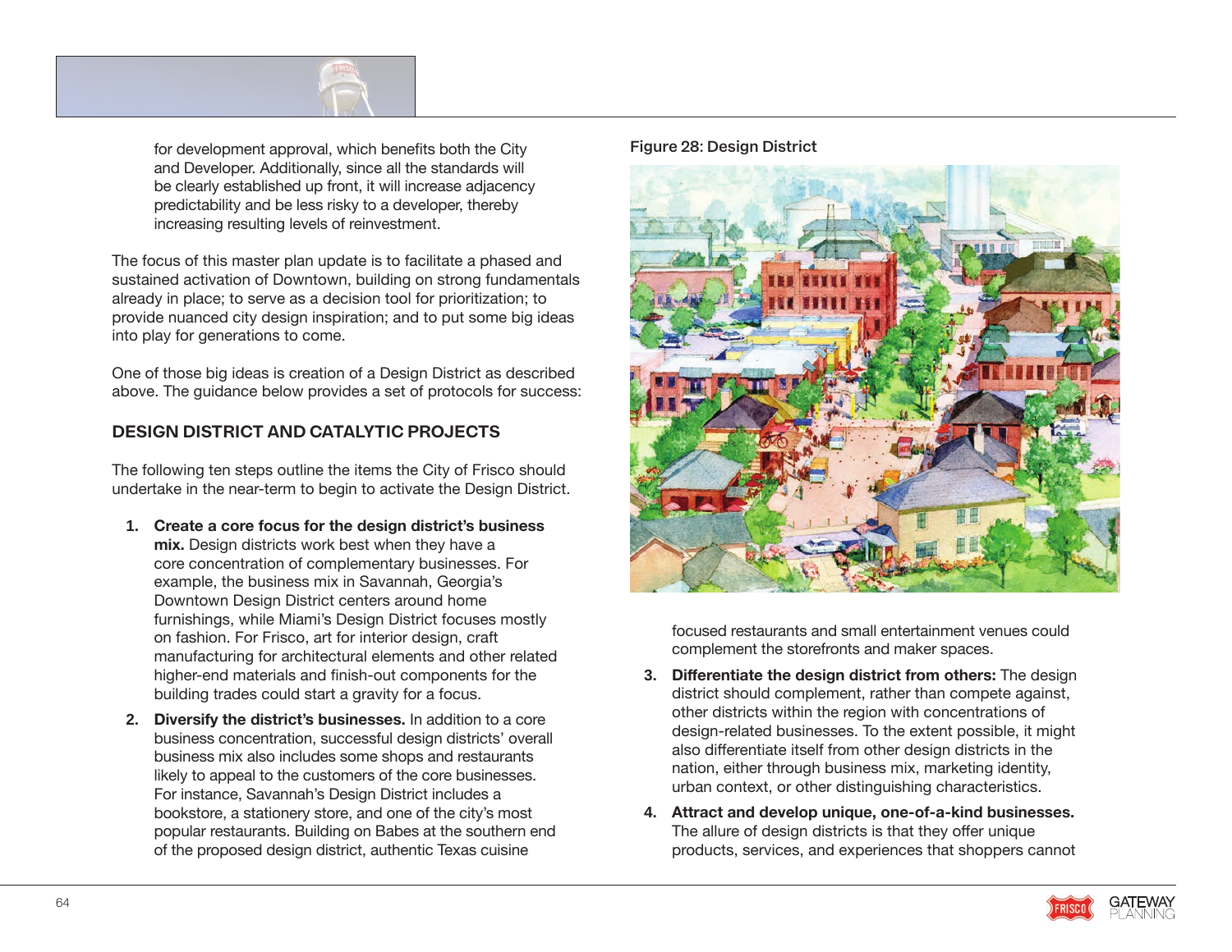for development approval, which benefits both the City and Developer. Additionally, since all the standards will be clearly established up front, it will increase adjacency predictability and be less risky to a developer, thereby increasing resulting levels of reinvestment.

The focus of this master plan update is to facilitate a phased and sustained activation of Downtown, building on strong fundamentals already in place; to serve as a decision tool for prioritization; to provide nuanced city design inspiration; and to put some big ideas into play for generations to come.

One of those big ideas is creation of a Design District as described above. The guidance below provides a set of protocols for success:

## DESIGN DISTRICT AND CATALYTIC PROJECTS

The following ten steps outline the items the City of Frisco should undertake in the near-term to begin to activate the Design District.

1. **Create a core focus for the design district's business mix.** Design districts work best when they have a core concentration of complementary businesses. For example, the business mix in Savannah, Georgia's Downtown Design District centers around home furnishings, while Miami's Design District focuses mostly on fashion. For Frisco, art for interior design, craft manufacturing for architectural elements and other related higher-end materials and finish-out components for the building trades could start a gravity for a focus.
2. **Diversify the district's businesses.** In addition to a core business concentration, successful design districts' overall business mix also includes some shops and restaurants likely to appeal to the customers of the core businesses. For instance, Savannah's Design District includes a bookstore, a stationery store, and one of the city's most popular restaurants. Building on Babes at the southern end of the proposed design district, authentic Texas cuisine focused restaurants and small entertainment venues could complement the storefronts and maker spaces.
3. **Differentiate the design district from others:** The design district should complement, rather than compete against, other districts within the region with concentrations of design-related businesses. To the extent possible, it might also differentiate itself from other design districts in the nation, either through business mix, marketing identity, urban context, or other distinguishing characteristics.
4. **Attract and develop unique, one-of-a-kind businesses.** The allure of design districts is that they offer unique products, services, and experiences that shoppers cannot

Figure 28: Design District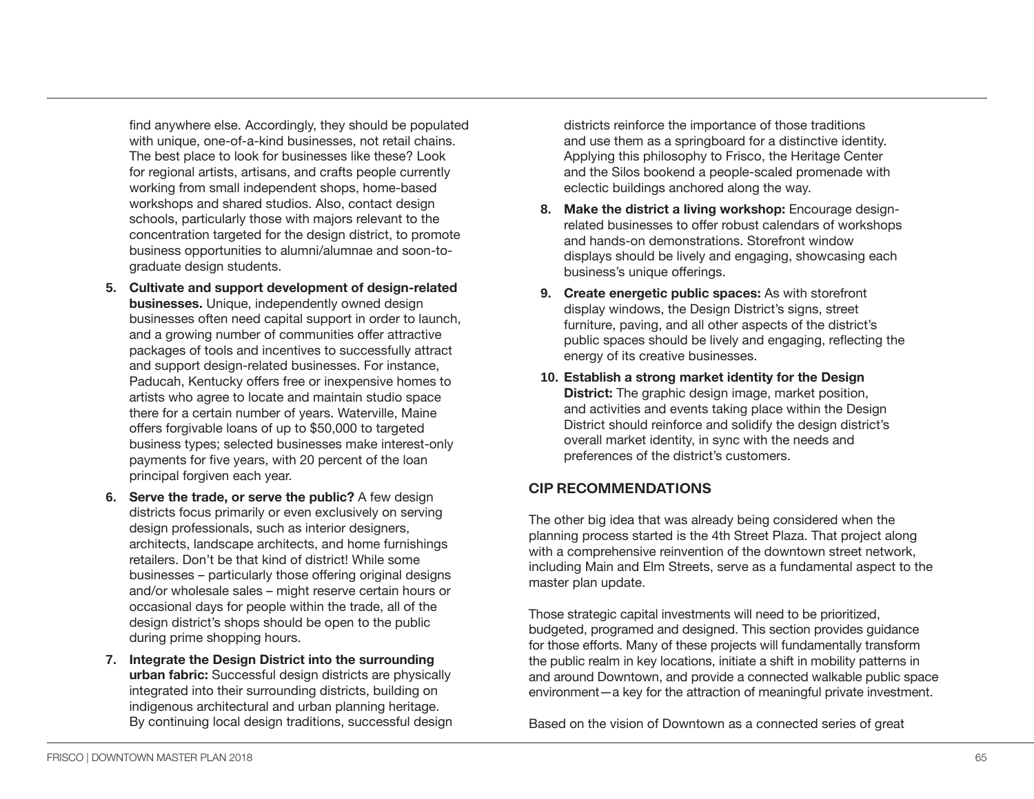find anywhere else. Accordingly, they should be populated with unique, one-of-a-kind businesses, not retail chains. The best place to look for businesses like these? Look for regional artists, artisans, and crafts people currently working from small independent shops, home-based workshops and shared studios. Also, contact design schools, particularly those with majors relevant to the concentration targeted for the design district, to promote business opportunities to alumni/alumnae and soon-to-graduate design students.

5. **Cultivate and support development of design-related businesses.** Unique, independently owned design businesses often need capital support in order to launch, and a growing number of communities offer attractive packages of tools and incentives to successfully attract and support design-related businesses. For instance, Paducah, Kentucky offers free or inexpensive homes to artists who agree to locate and maintain studio space there for a certain number of years. Waterville, Maine offers forgivable loans of up to $50,000 to targeted business types; selected businesses make interest-only payments for five years, with 20 percent of the loan principal forgiven each year.
6. **Serve the trade, or serve the public?** A few design districts focus primarily or even exclusively on serving design professionals, such as interior designers, architects, landscape architects, and home furnishings retailers. Don't be that kind of district! While some businesses – particularly those offering original designs and/or wholesale sales – might reserve certain hours or occasional days for people within the trade, all of the design district's shops should be open to the public during prime shopping hours.
7. **Integrate the Design District into the surrounding urban fabric:** Successful design districts are physically integrated into their surrounding districts, building on indigenous architectural and urban planning heritage. By continuing local design traditions, successful design districts reinforce the importance of those traditions and use them as a springboard for a distinctive identity. Applying this philosophy to Frisco, the Heritage Center and the Silos bookend a people-scaled promenade with eclectic buildings anchored along the way.
8. **Make the district a living workshop:** Encourage design-related businesses to offer robust calendars of workshops and hands-on demonstrations. Storefront window displays should be lively and engaging, showcasing each business's unique offerings.
9. **Create energetic public spaces:** As with storefront display windows, the Design District's signs, street furniture, paving, and all other aspects of the district's public spaces should be lively and engaging, reflecting the energy of its creative businesses.
10. **Establish a strong market identity for the Design District:** The graphic design image, market position, and activities and events taking place within the Design District should reinforce and solidify the design district's overall market identity, in sync with the needs and preferences of the district's customers.

## CIP RECOMMENDATIONS

The other big idea that was already being considered when the planning process started is the 4th Street Plaza. That project along with a comprehensive reinvention of the downtown street network, including Main and Elm Streets, serve as a fundamental aspect to the master plan update.

Those strategic capital investments will need to be prioritized, budgeted, programed and designed. This section provides guidance for those efforts. Many of these projects will fundamentally transform the public realm in key locations, initiate a shift in mobility patterns in and around Downtown, and provide a connected walkable public space environment—a key for the attraction of meaningful private investment.

Based on the vision of Downtown as a connected series of great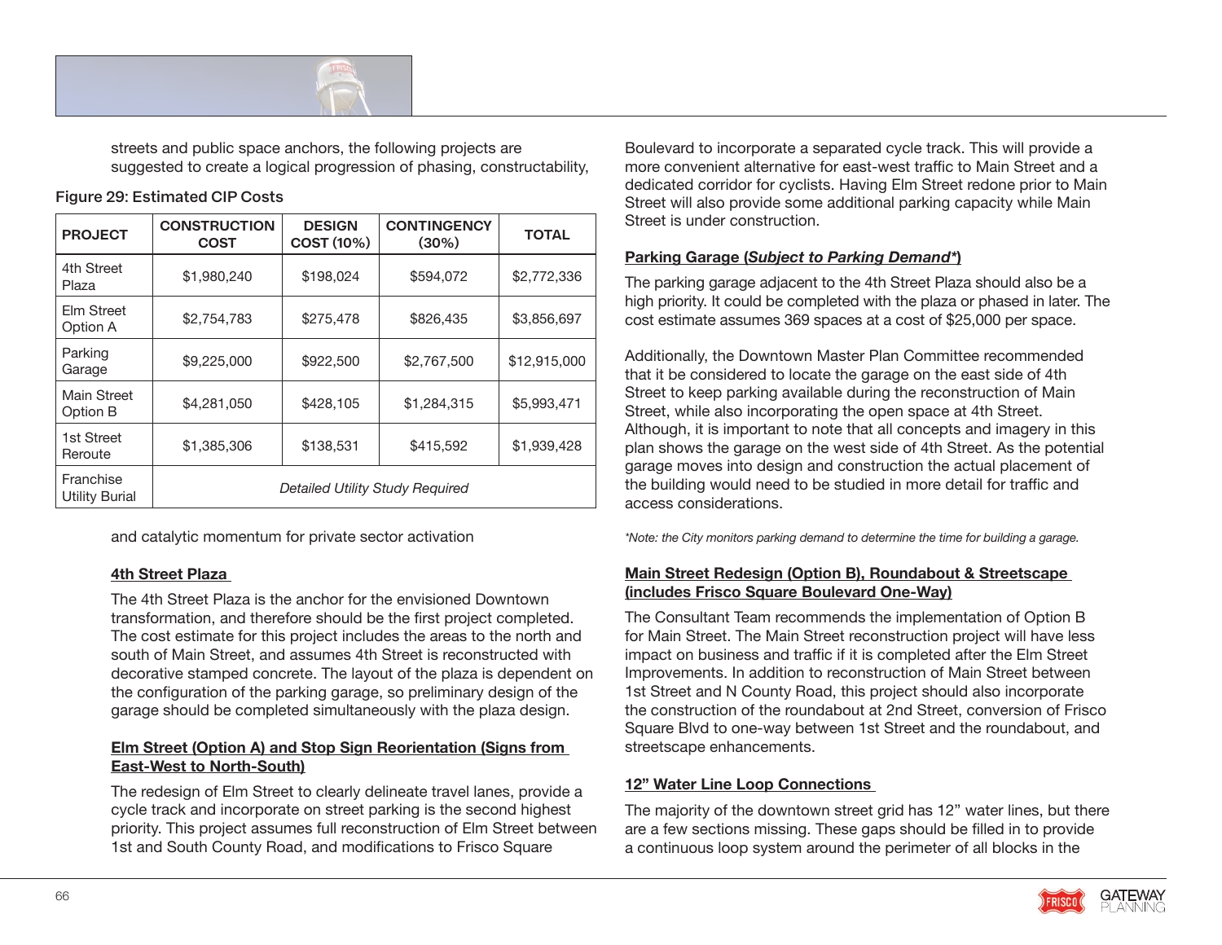streets and public space anchors, the following projects are suggested to create a logical progression of phasing, constructability, and catalytic momentum for private sector activation

**Figure 29: Estimated CIP Costs**

| PROJECT | CONSTRUCTION COST | DESIGN COST (10%) | CONTINGENCY (30%) | TOTAL |
|---|---|---|---|---|
| 4th Street Plaza | $1,980,240 | $198,024 | $594,072 | $2,772,336 |
| Elm Street Option A | $2,754,783 | $275,478 | $826,435 | $3,856,697 |
| Parking Garage | $9,225,000 | $922,500 | $2,767,500 | $12,915,000 |
| Main Street Option B | $4,281,050 | $428,105 | $1,284,315 | $5,993,471 |
| 1st Street Reroute | $1,385,306 | $138,531 | $415,592 | $1,939,428 |
| Franchise Utility Burial | *Detailed Utility Study Required* | | | |

**4th Street Plaza**

The 4th Street Plaza is the anchor for the envisioned Downtown transformation, and therefore should be the first project completed. The cost estimate for this project includes the areas to the north and south of Main Street, and assumes 4th Street is reconstructed with decorative stamped concrete. The layout of the plaza is dependent on the configuration of the parking garage, so preliminary design of the garage should be completed simultaneously with the plaza design.

**Elm Street (Option A) and Stop Sign Reorientation (Signs from East-West to North-South)**

The redesign of Elm Street to clearly delineate travel lanes, provide a cycle track and incorporate on street parking is the second highest priority. This project assumes full reconstruction of Elm Street between 1st and South County Road, and modifications to Frisco Square Boulevard to incorporate a separated cycle track. This will provide a more convenient alternative for east-west traffic to Main Street and a dedicated corridor for cyclists. Having Elm Street redone prior to Main Street will also provide some additional parking capacity while Main Street is under construction.

**Parking Garage (*Subject to Parking Demand**)**

The parking garage adjacent to the 4th Street Plaza should also be a high priority. It could be completed with the plaza or phased in later. The cost estimate assumes 369 spaces at a cost of $25,000 per space.

Additionally, the Downtown Master Plan Committee recommended that it be considered to locate the garage on the east side of 4th Street to keep parking available during the reconstruction of Main Street, while also incorporating the open space at 4th Street. Although, it is important to note that all concepts and imagery in this plan shows the garage on the west side of 4th Street. As the potential garage moves into design and construction the actual placement of the building would need to be studied in more detail for traffic and access considerations.

*\*Note: the City monitors parking demand to determine the time for building a garage.*

**Main Street Redesign (Option B), Roundabout & Streetscape (includes Frisco Square Boulevard One-Way)**

The Consultant Team recommends the implementation of Option B for Main Street. The Main Street reconstruction project will have less impact on business and traffic if it is completed after the Elm Street Improvements. In addition to reconstruction of Main Street between 1st Street and N County Road, this project should also incorporate the construction of the roundabout at 2nd Street, conversion of Frisco Square Blvd to one-way between 1st Street and the roundabout, and streetscape enhancements.

**12" Water Line Loop Connections**

The majority of the downtown street grid has 12" water lines, but there are a few sections missing. These gaps should be filled in to provide a continuous loop system around the perimeter of all blocks in the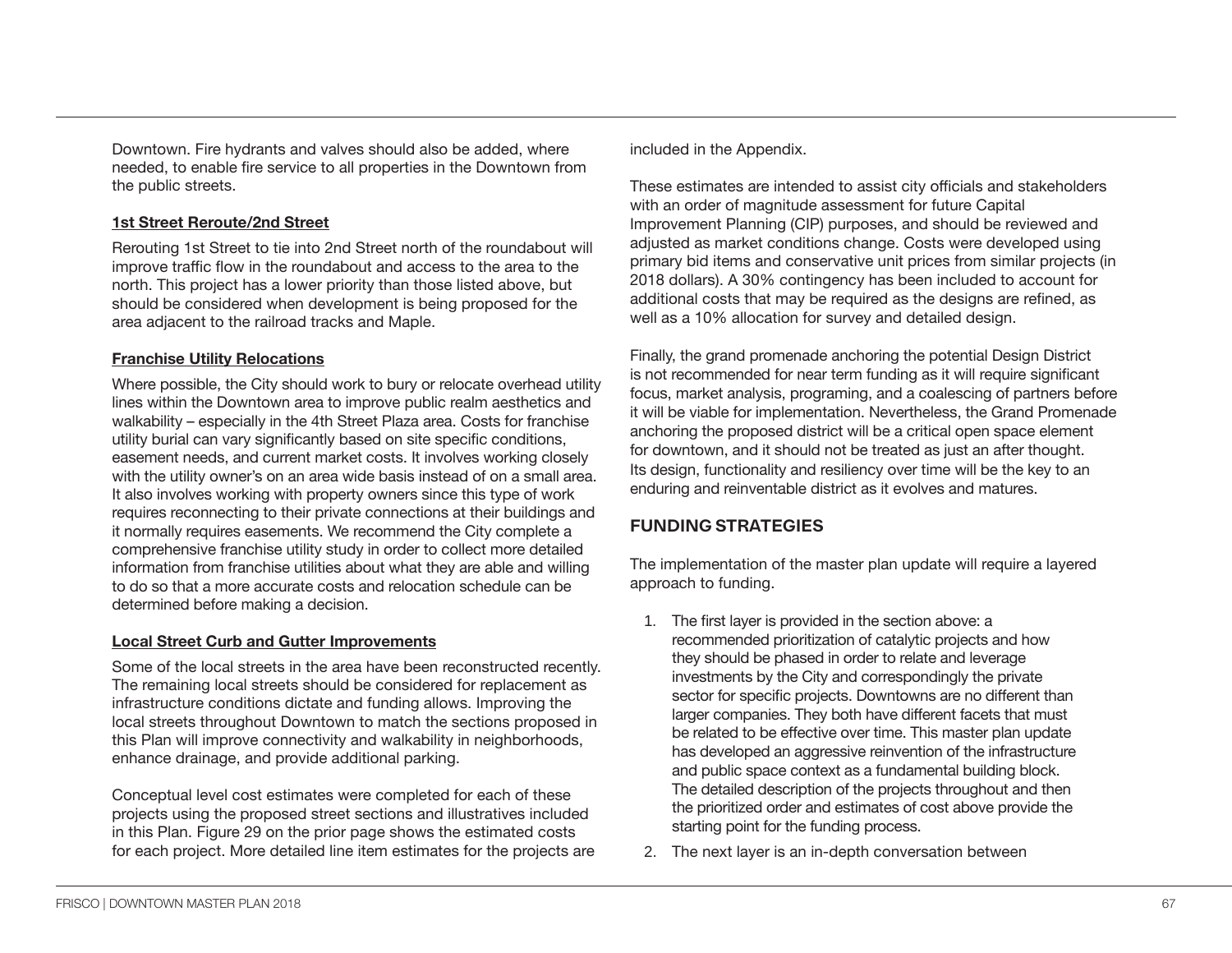Downtown. Fire hydrants and valves should also be added, where needed, to enable fire service to all properties in the Downtown from the public streets.

**1st Street Reroute/2nd Street**

Rerouting 1st Street to tie into 2nd Street north of the roundabout will improve traffic flow in the roundabout and access to the area to the north. This project has a lower priority than those listed above, but should be considered when development is being proposed for the area adjacent to the railroad tracks and Maple.

**Franchise Utility Relocations**

Where possible, the City should work to bury or relocate overhead utility lines within the Downtown area to improve public realm aesthetics and walkability – especially in the 4th Street Plaza area. Costs for franchise utility burial can vary significantly based on site specific conditions, easement needs, and current market costs. It involves working closely with the utility owner's on an area wide basis instead of on a small area. It also involves working with property owners since this type of work requires reconnecting to their private connections at their buildings and it normally requires easements. We recommend the City complete a comprehensive franchise utility study in order to collect more detailed information from franchise utilities about what they are able and willing to do so that a more accurate costs and relocation schedule can be determined before making a decision.

**Local Street Curb and Gutter Improvements**

Some of the local streets in the area have been reconstructed recently. The remaining local streets should be considered for replacement as infrastructure conditions dictate and funding allows. Improving the local streets throughout Downtown to match the sections proposed in this Plan will improve connectivity and walkability in neighborhoods, enhance drainage, and provide additional parking.

Conceptual level cost estimates were completed for each of these projects using the proposed street sections and illustratives included in this Plan. Figure 29 on the prior page shows the estimated costs for each project. More detailed line item estimates for the projects are included in the Appendix.

These estimates are intended to assist city officials and stakeholders with an order of magnitude assessment for future Capital Improvement Planning (CIP) purposes, and should be reviewed and adjusted as market conditions change. Costs were developed using primary bid items and conservative unit prices from similar projects (in 2018 dollars). A 30% contingency has been included to account for additional costs that may be required as the designs are refined, as well as a 10% allocation for survey and detailed design.

Finally, the grand promenade anchoring the potential Design District is not recommended for near term funding as it will require significant focus, market analysis, programing, and a coalescing of partners before it will be viable for implementation. Nevertheless, the Grand Promenade anchoring the proposed district will be a critical open space element for downtown, and it should not be treated as just an after thought. Its design, functionality and resiliency over time will be the key to an enduring and reinventable district as it evolves and matures.

## FUNDING STRATEGIES

The implementation of the master plan update will require a layered approach to funding.

1. The first layer is provided in the section above: a recommended prioritization of catalytic projects and how they should be phased in order to relate and leverage investments by the City and correspondingly the private sector for specific projects. Downtowns are no different than larger companies. They both have different facets that must be related to be effective over time. This master plan update has developed an aggressive reinvention of the infrastructure and public space context as a fundamental building block. The detailed description of the projects throughout and then the prioritized order and estimates of cost above provide the starting point for the funding process.
2. The next layer is an in-depth conversation between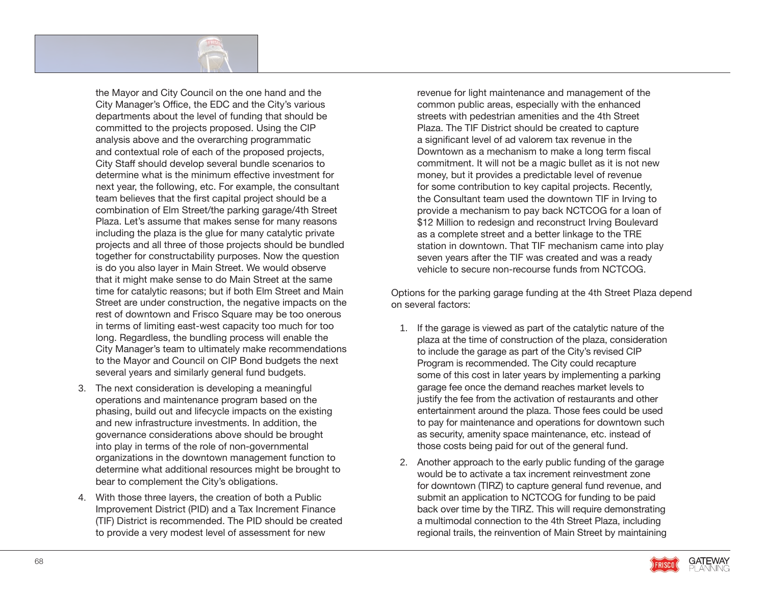the Mayor and City Council on the one hand and the City Manager's Office, the EDC and the City's various departments about the level of funding that should be committed to the projects proposed. Using the CIP analysis above and the overarching programmatic and contextual role of each of the proposed projects, City Staff should develop several bundle scenarios to determine what is the minimum effective investment for next year, the following, etc. For example, the consultant team believes that the first capital project should be a combination of Elm Street/the parking garage/4th Street Plaza. Let's assume that makes sense for many reasons including the plaza is the glue for many catalytic private projects and all three of those projects should be bundled together for constructability purposes. Now the question is do you also layer in Main Street. We would observe that it might make sense to do Main Street at the same time for catalytic reasons; but if both Elm Street and Main Street are under construction, the negative impacts on the rest of downtown and Frisco Square may be too onerous in terms of limiting east-west capacity too much for too long. Regardless, the bundling process will enable the City Manager's team to ultimately make recommendations to the Mayor and Council on CIP Bond budgets the next several years and similarly general fund budgets.

3. The next consideration is developing a meaningful operations and maintenance program based on the phasing, build out and lifecycle impacts on the existing and new infrastructure investments. In addition, the governance considerations above should be brought into play in terms of the role of non-governmental organizations in the downtown management function to determine what additional resources might be brought to bear to complement the City's obligations.
4. With those three layers, the creation of both a Public Improvement District (PID) and a Tax Increment Finance (TIF) District is recommended. The PID should be created to provide a very modest level of assessment for new revenue for light maintenance and management of the common public areas, especially with the enhanced streets with pedestrian amenities and the 4th Street Plaza. The TIF District should be created to capture a significant level of ad valorem tax revenue in the Downtown as a mechanism to make a long term fiscal commitment. It will not be a magic bullet as it is not new money, but it provides a predictable level of revenue for some contribution to key capital projects. Recently, the Consultant team used the downtown TIF in Irving to provide a mechanism to pay back NCTCOG for a loan of $12 Million to redesign and reconstruct Irving Boulevard as a complete street and a better linkage to the TRE station in downtown. That TIF mechanism came into play seven years after the TIF was created and was a ready vehicle to secure non-recourse funds from NCTCOG.

Options for the parking garage funding at the 4th Street Plaza depend on several factors:

1. If the garage is viewed as part of the catalytic nature of the plaza at the time of construction of the plaza, consideration to include the garage as part of the City's revised CIP Program is recommended. The City could recapture some of this cost in later years by implementing a parking garage fee once the demand reaches market levels to justify the fee from the activation of restaurants and other entertainment around the plaza. Those fees could be used to pay for maintenance and operations for downtown such as security, amenity space maintenance, etc. instead of those costs being paid for out of the general fund.
2. Another approach to the early public funding of the garage would be to activate a tax increment reinvestment zone for downtown (TIRZ) to capture general fund revenue, and submit an application to NCTCOG for funding to be paid back over time by the TIRZ. This will require demonstrating a multimodal connection to the 4th Street Plaza, including regional trails, the reinvention of Main Street by maintaining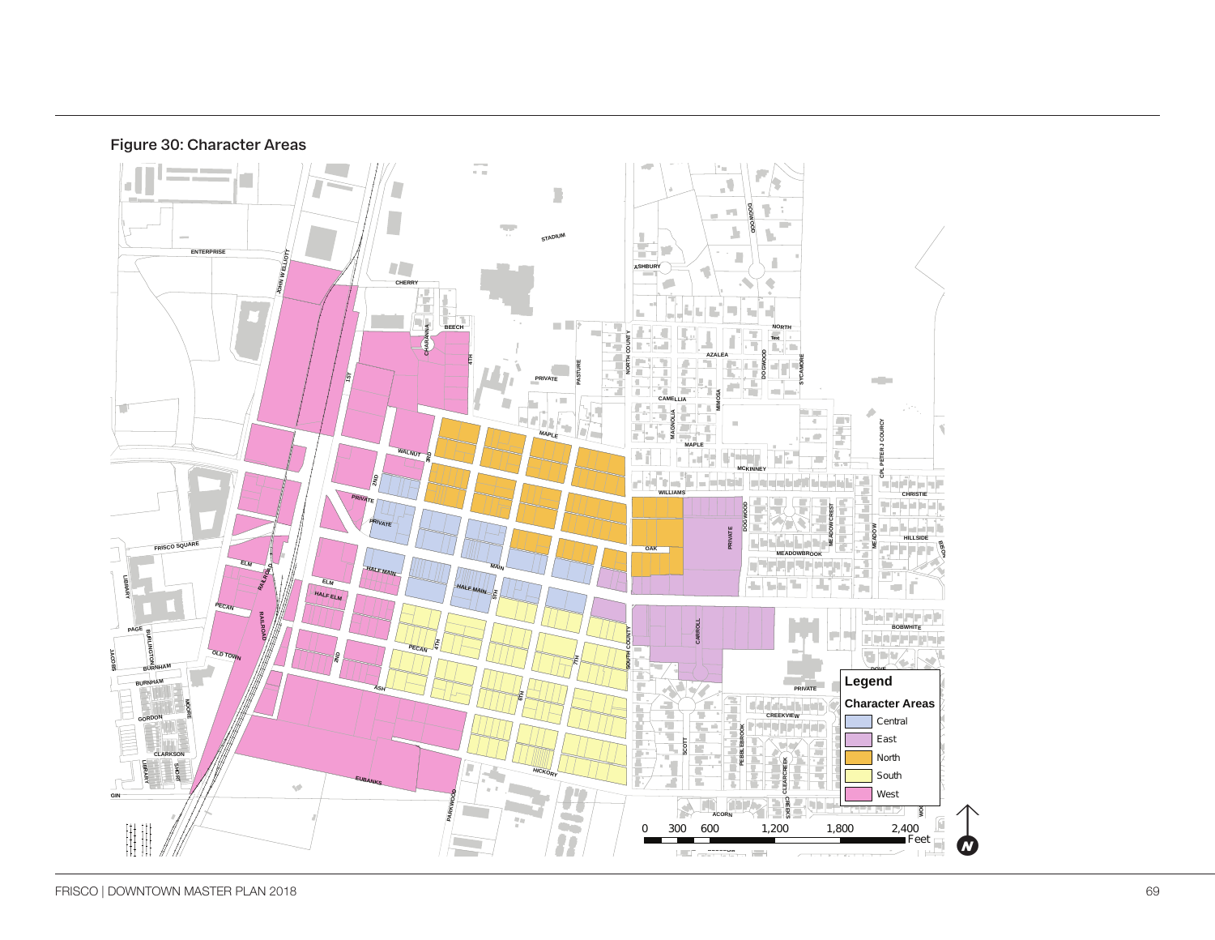## Figure 30: Character Areas

**Legend**

**Character Areas**

- Central
- East
- North
- South
- West

0 300 600 1,200 1,800 2,400 Feet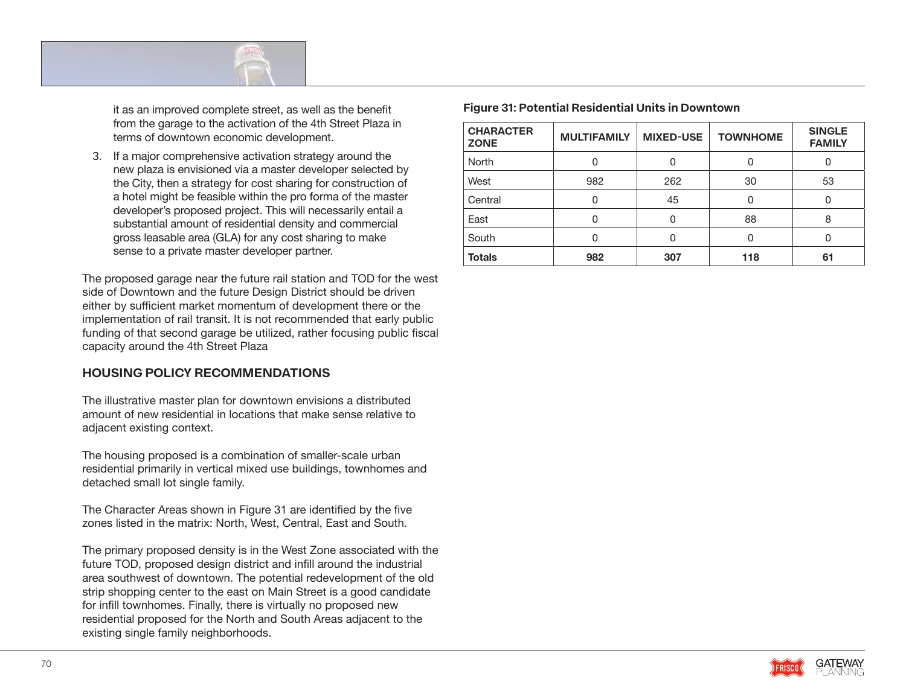it as an improved complete street, as well as the benefit from the garage to the activation of the 4th Street Plaza in terms of downtown economic development.

3. If a major comprehensive activation strategy around the new plaza is envisioned via a master developer selected by the City, then a strategy for cost sharing for construction of a hotel might be feasible within the pro forma of the master developer's proposed project. This will necessarily entail a substantial amount of residential density and commercial gross leasable area (GLA) for any cost sharing to make sense to a private master developer partner.

The proposed garage near the future rail station and TOD for the west side of Downtown and the future Design District should be driven either by sufficient market momentum of development there or the implementation of rail transit. It is not recommended that early public funding of that second garage be utilized, rather focusing public fiscal capacity around the 4th Street Plaza

## HOUSING POLICY RECOMMENDATIONS

The illustrative master plan for downtown envisions a distributed amount of new residential in locations that make sense relative to adjacent existing context.

The housing proposed is a combination of smaller-scale urban residential primarily in vertical mixed use buildings, townhomes and detached small lot single family.

The Character Areas shown in Figure 31 are identified by the five zones listed in the matrix: North, West, Central, East and South.

The primary proposed density is in the West Zone associated with the future TOD, proposed design district and infill around the industrial area southwest of downtown. The potential redevelopment of the old strip shopping center to the east on Main Street is a good candidate for infill townhomes. Finally, there is virtually no proposed new residential proposed for the North and South Areas adjacent to the existing single family neighborhoods.

**Figure 31: Potential Residential Units in Downtown**

| CHARACTER ZONE | MULTIFAMILY | MIXED-USE | TOWNHOME | SINGLE FAMILY |
|---|---|---|---|---|
| North | 0 | 0 | 0 | 0 |
| West | 982 | 262 | 30 | 53 |
| Central | 0 | 45 | 0 | 0 |
| East | 0 | 0 | 88 | 8 |
| South | 0 | 0 | 0 | 0 |
| **Totals** | **982** | **307** | **118** | **61** |